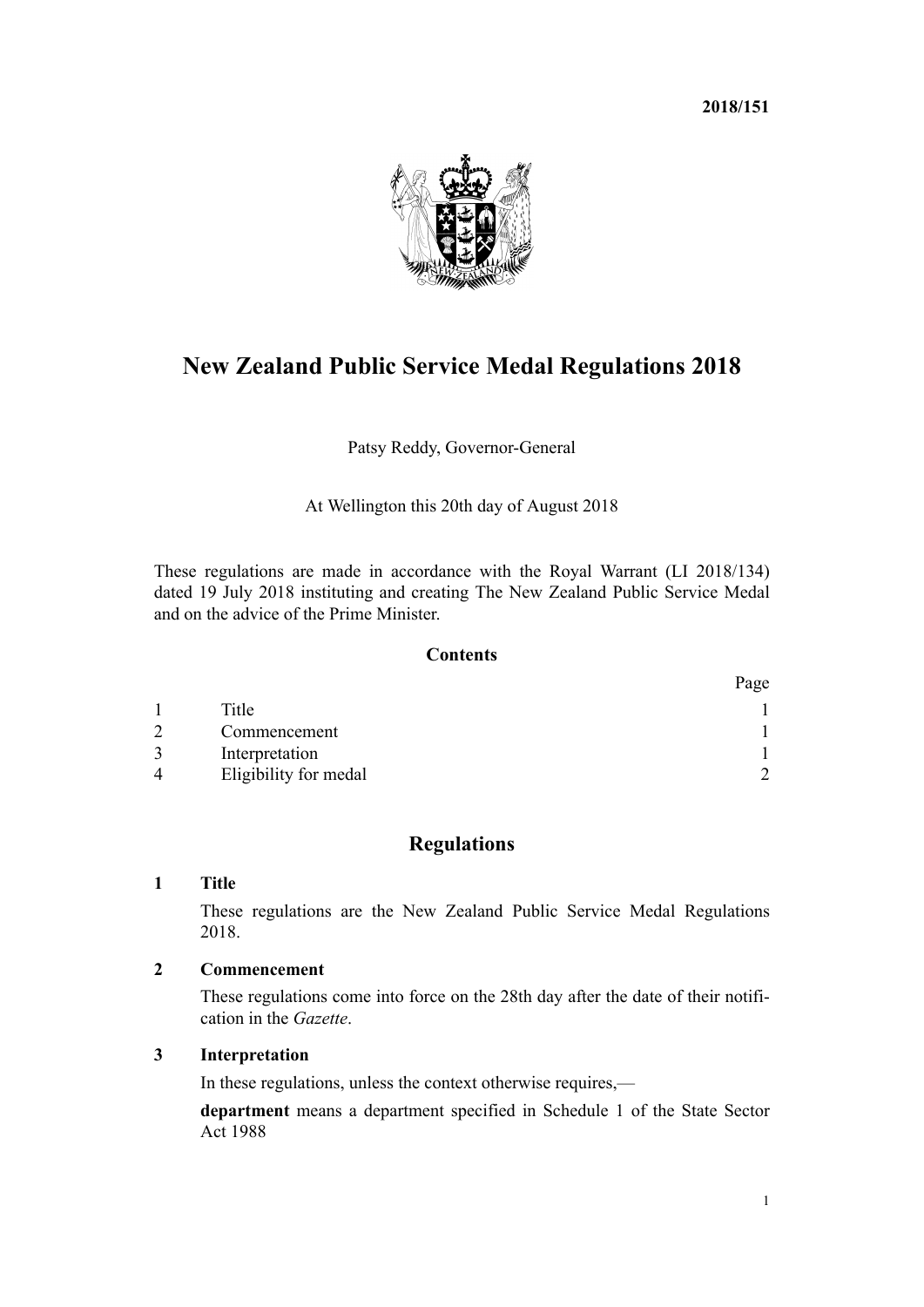**2018/151**

# New Zealand Public Service Medal Regulations 2018

Patsy Reddy, Governor-General

At Wellington this 20th day of August 2018

These regulations are made in accordance with the Royal Warrant (LI 2018/134) dated 19 July 2018 instituting and creating The New Zealand Public Service Medal and on the advice of the Prime Minister.

## Contents

| | | Page |
|---|---|---|
| 1 | Title | 1 |
| 2 | Commencement | 1 |
| 3 | Interpretation | 1 |
| 4 | Eligibility for medal | 2 |

## Regulations

### 1 Title

These regulations are the New Zealand Public Service Medal Regulations 2018.

### 2 Commencement

These regulations come into force on the 28th day after the date of their notification in the *Gazette*.

### 3 Interpretation

In these regulations, unless the context otherwise requires,—

**department** means a department specified in Schedule 1 of the State Sector Act 1988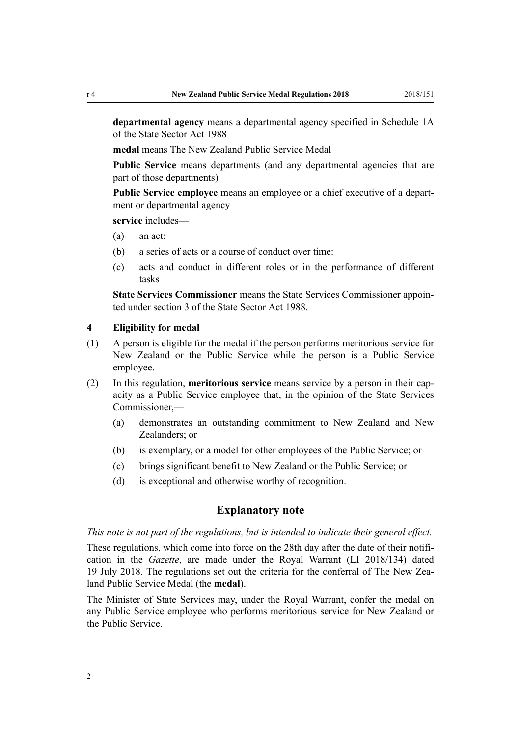**departmental agency** means a departmental agency specified in Schedule 1A of the State Sector Act 1988

**medal** means The New Zealand Public Service Medal

**Public Service** means departments (and any departmental agencies that are part of those departments)

**Public Service employee** means an employee or a chief executive of a department or departmental agency

**service** includes—

- (a) an act:
- (b) a series of acts or a course of conduct over time:
- (c) acts and conduct in different roles or in the performance of different tasks

**State Services Commissioner** means the State Services Commissioner appointed under section 3 of the State Sector Act 1988.

### 4 Eligibility for medal

(1) A person is eligible for the medal if the person performs meritorious service for New Zealand or the Public Service while the person is a Public Service employee.

(2) In this regulation, **meritorious service** means service by a person in their capacity as a Public Service employee that, in the opinion of the State Services Commissioner,—

- (a) demonstrates an outstanding commitment to New Zealand and New Zealanders; or
- (b) is exemplary, or a model for other employees of the Public Service; or
- (c) brings significant benefit to New Zealand or the Public Service; or
- (d) is exceptional and otherwise worthy of recognition.

## Explanatory note

*This note is not part of the regulations, but is intended to indicate their general effect.*

These regulations, which come into force on the 28th day after the date of their notification in the *Gazette*, are made under the Royal Warrant (LI 2018/134) dated 19 July 2018. The regulations set out the criteria for the conferral of The New Zealand Public Service Medal (the **medal**).

The Minister of State Services may, under the Royal Warrant, confer the medal on any Public Service employee who performs meritorious service for New Zealand or the Public Service.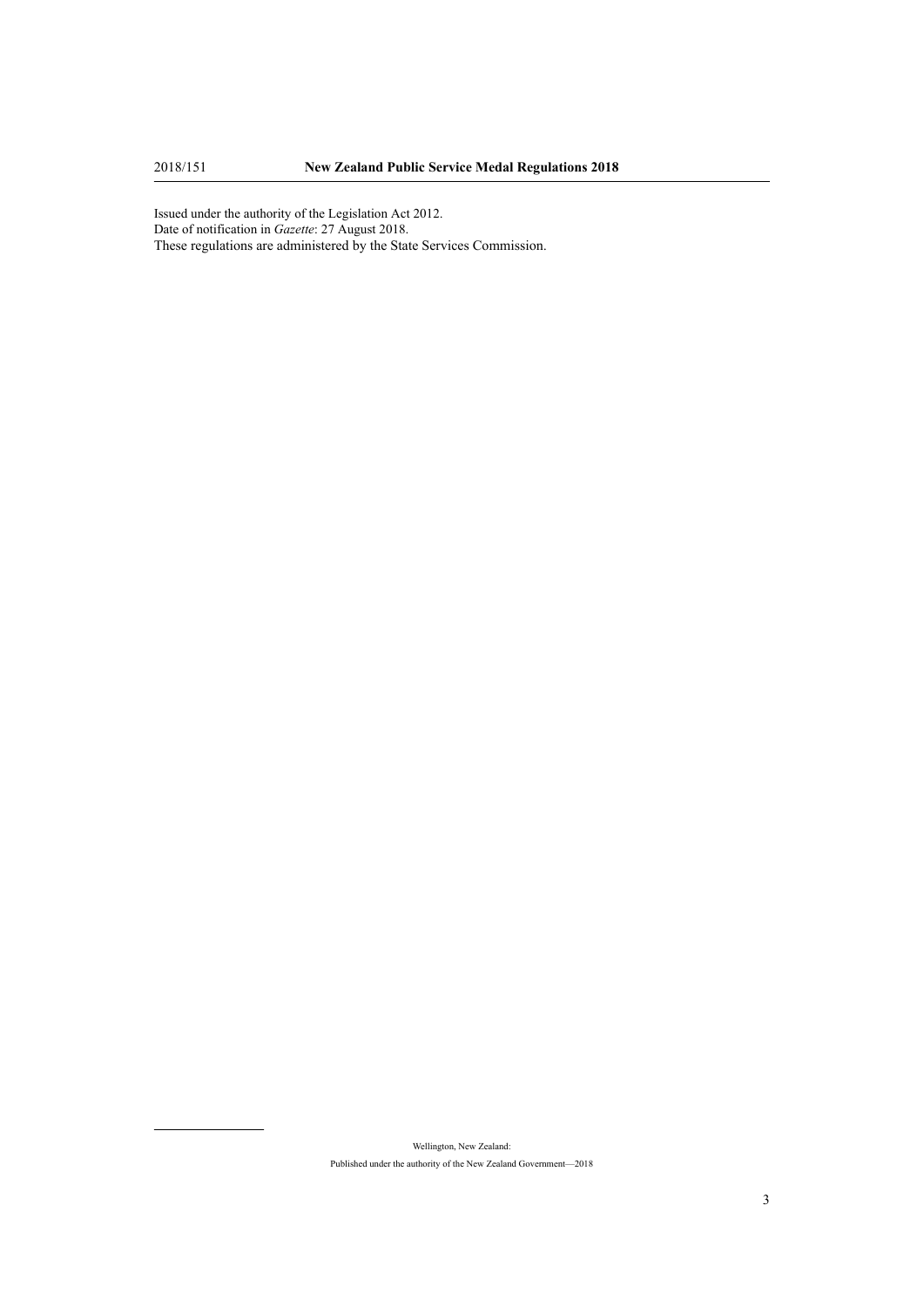Issued under the authority of the Legislation Act 2012.
Date of notification in *Gazette*: 27 August 2018.
These regulations are administered by the State Services Commission.

Wellington, New Zealand:

Published under the authority of the New Zealand Government—2018